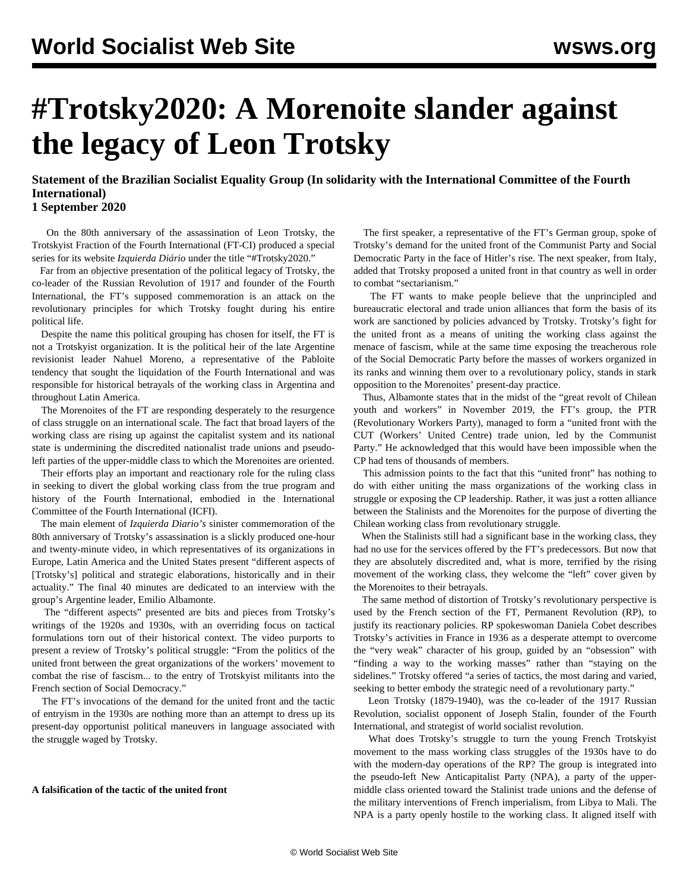# #Trotsky2020: A Morenoite slander against the legacy of Leon Trotsky

**Statement of the Brazilian Socialist Equality Group (In solidarity with the International Committee of the Fourth International)**
**1 September 2020**

On the 80th anniversary of the assassination of Leon Trotsky, the Trotskyist Fraction of the Fourth International (FT-CI) produced a special series for its website *Izquierda Diário* under the title "#Trotsky2020."

Far from an objective presentation of the political legacy of Trotsky, the co-leader of the Russian Revolution of 1917 and founder of the Fourth International, the FT's supposed commemoration is an attack on the revolutionary principles for which Trotsky fought during his entire political life.

Despite the name this political grouping has chosen for itself, the FT is not a Trotskyist organization. It is the political heir of the late Argentine revisionist leader Nahuel Moreno, a representative of the Pabloite tendency that sought the liquidation of the Fourth International and was responsible for historical betrayals of the working class in Argentina and throughout Latin America.

The Morenoites of the FT are responding desperately to the resurgence of class struggle on an international scale. The fact that broad layers of the working class are rising up against the capitalist system and its national state is undermining the discredited nationalist trade unions and pseudo-left parties of the upper-middle class to which the Morenoites are oriented.

Their efforts play an important and reactionary role for the ruling class in seeking to divert the global working class from the true program and history of the Fourth International, embodied in the International Committee of the Fourth International (ICFI).

The main element of *Izquierda Diario's* sinister commemoration of the 80th anniversary of Trotsky's assassination is a slickly produced one-hour and twenty-minute video, in which representatives of its organizations in Europe, Latin America and the United States present "different aspects of [Trotsky's] political and strategic elaborations, historically and in their actuality." The final 40 minutes are dedicated to an interview with the group's Argentine leader, Emilio Albamonte.

The "different aspects" presented are bits and pieces from Trotsky's writings of the 1920s and 1930s, with an overriding focus on tactical formulations torn out of their historical context. The video purports to present a review of Trotsky's political struggle: "From the politics of the united front between the great organizations of the workers' movement to combat the rise of fascism... to the entry of Trotskyist militants into the French section of Social Democracy."

The FT's invocations of the demand for the united front and the tactic of entryism in the 1930s are nothing more than an attempt to dress up its present-day opportunist political maneuvers in language associated with the struggle waged by Trotsky.

**A falsification of the tactic of the united front**

The first speaker, a representative of the FT's German group, spoke of Trotsky's demand for the united front of the Communist Party and Social Democratic Party in the face of Hitler's rise. The next speaker, from Italy, added that Trotsky proposed a united front in that country as well in order to combat "sectarianism."

The FT wants to make people believe that the unprincipled and bureaucratic electoral and trade union alliances that form the basis of its work are sanctioned by policies advanced by Trotsky. Trotsky's fight for the united front as a means of uniting the working class against the menace of fascism, while at the same time exposing the treacherous role of the Social Democratic Party before the masses of workers organized in its ranks and winning them over to a revolutionary policy, stands in stark opposition to the Morenoites' present-day practice.

Thus, Albamonte states that in the midst of the "great revolt of Chilean youth and workers" in November 2019, the FT's group, the PTR (Revolutionary Workers Party), managed to form a "united front with the CUT (Workers' United Centre) trade union, led by the Communist Party." He acknowledged that this would have been impossible when the CP had tens of thousands of members.

This admission points to the fact that this "united front" has nothing to do with either uniting the mass organizations of the working class in struggle or exposing the CP leadership. Rather, it was just a rotten alliance between the Stalinists and the Morenoites for the purpose of diverting the Chilean working class from revolutionary struggle.

When the Stalinists still had a significant base in the working class, they had no use for the services offered by the FT's predecessors. But now that they are absolutely discredited and, what is more, terrified by the rising movement of the working class, they welcome the "left" cover given by the Morenoites to their betrayals.

The same method of distortion of Trotsky's revolutionary perspective is used by the French section of the FT, Permanent Revolution (RP), to justify its reactionary policies. RP spokeswoman Daniela Cobet describes Trotsky's activities in France in 1936 as a desperate attempt to overcome the "very weak" character of his group, guided by an "obsession" with "finding a way to the working masses" rather than "staying on the sidelines." Trotsky offered "a series of tactics, the most daring and varied, seeking to better embody the strategic need of a revolutionary party."

Leon Trotsky (1879-1940), was the co-leader of the 1917 Russian Revolution, socialist opponent of Joseph Stalin, founder of the Fourth International, and strategist of world socialist revolution.

What does Trotsky's struggle to turn the young French Trotskyist movement to the mass working class struggles of the 1930s have to do with the modern-day operations of the RP? The group is integrated into the pseudo-left New Anticapitalist Party (NPA), a party of the upper-middle class oriented toward the Stalinist trade unions and the defense of the military interventions of French imperialism, from Libya to Mali. The NPA is a party openly hostile to the working class. It aligned itself with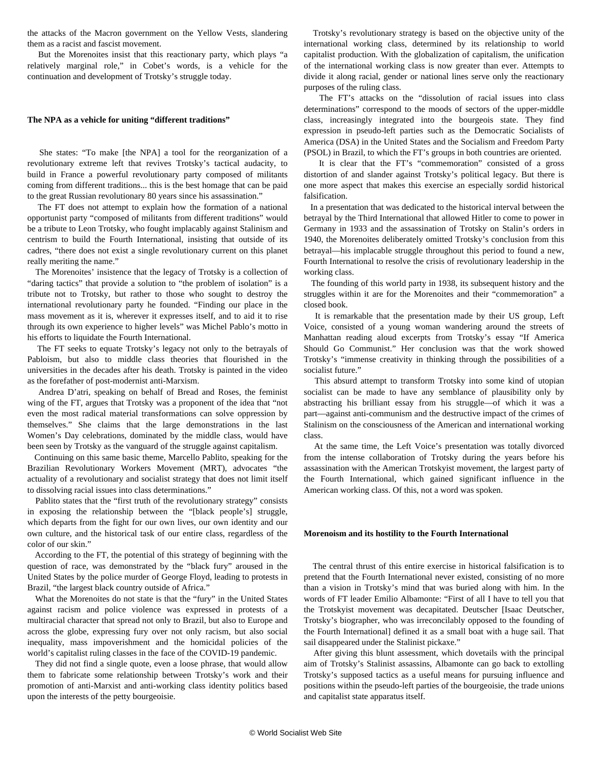the attacks of the Macron government on the Yellow Vests, slandering them as a racist and fascist movement.

But the Morenoites insist that this reactionary party, which plays "a relatively marginal role," in Cobet's words, is a vehicle for the continuation and development of Trotsky's struggle today.

**The NPA as a vehicle for uniting "different traditions"**

She states: "To make [the NPA] a tool for the reorganization of a revolutionary extreme left that revives Trotsky's tactical audacity, to build in France a powerful revolutionary party composed of militants coming from different traditions... this is the best homage that can be paid to the great Russian revolutionary 80 years since his assassination."

The FT does not attempt to explain how the formation of a national opportunist party "composed of militants from different traditions" would be a tribute to Leon Trotsky, who fought implacably against Stalinism and centrism to build the Fourth International, insisting that outside of its cadres, "there does not exist a single revolutionary current on this planet really meriting the name."

The Morenoites' insistence that the legacy of Trotsky is a collection of "daring tactics" that provide a solution to "the problem of isolation" is a tribute not to Trotsky, but rather to those who sought to destroy the international revolutionary party he founded. "Finding our place in the mass movement as it is, wherever it expresses itself, and to aid it to rise through its own experience to higher levels" was Michel Pablo's motto in his efforts to liquidate the Fourth International.

The FT seeks to equate Trotsky's legacy not only to the betrayals of Pabloism, but also to middle class theories that flourished in the universities in the decades after his death. Trotsky is painted in the video as the forefather of post-modernist anti-Marxism.

Andrea D'atri, speaking on behalf of Bread and Roses, the feminist wing of the FT, argues that Trotsky was a proponent of the idea that "not even the most radical material transformations can solve oppression by themselves." She claims that the large demonstrations in the last Women's Day celebrations, dominated by the middle class, would have been seen by Trotsky as the vanguard of the struggle against capitalism.

Continuing on this same basic theme, Marcello Pablito, speaking for the Brazilian Revolutionary Workers Movement (MRT), advocates "the actuality of a revolutionary and socialist strategy that does not limit itself to dissolving racial issues into class determinations."

Pablito states that the "first truth of the revolutionary strategy" consists in exposing the relationship between the "[black people's] struggle, which departs from the fight for our own lives, our own identity and our own culture, and the historical task of our entire class, regardless of the color of our skin."

According to the FT, the potential of this strategy of beginning with the question of race, was demonstrated by the "black fury" aroused in the United States by the police murder of George Floyd, leading to protests in Brazil, "the largest black country outside of Africa."

What the Morenoites do not state is that the "fury" in the United States against racism and police violence was expressed in protests of a multiracial character that spread not only to Brazil, but also to Europe and across the globe, expressing fury over not only racism, but also social inequality, mass impoverishment and the homicidal policies of the world's capitalist ruling classes in the face of the COVID-19 pandemic.

They did not find a single quote, even a loose phrase, that would allow them to fabricate some relationship between Trotsky's work and their promotion of anti-Marxist and anti-working class identity politics based upon the interests of the petty bourgeoisie.

Trotsky's revolutionary strategy is based on the objective unity of the international working class, determined by its relationship to world capitalist production. With the globalization of capitalism, the unification of the international working class is now greater than ever. Attempts to divide it along racial, gender or national lines serve only the reactionary purposes of the ruling class.

The FT's attacks on the "dissolution of racial issues into class determinations" correspond to the moods of sectors of the upper-middle class, increasingly integrated into the bourgeois state. They find expression in pseudo-left parties such as the Democratic Socialists of America (DSA) in the United States and the Socialism and Freedom Party (PSOL) in Brazil, to which the FT's groups in both countries are oriented.

It is clear that the FT's "commemoration" consisted of a gross distortion of and slander against Trotsky's political legacy. But there is one more aspect that makes this exercise an especially sordid historical falsification.

In a presentation that was dedicated to the historical interval between the betrayal by the Third International that allowed Hitler to come to power in Germany in 1933 and the assassination of Trotsky on Stalin's orders in 1940, the Morenoites deliberately omitted Trotsky's conclusion from this betrayal—his implacable struggle throughout this period to found a new, Fourth International to resolve the crisis of revolutionary leadership in the working class.

The founding of this world party in 1938, its subsequent history and the struggles within it are for the Morenoites and their "commemoration" a closed book.

It is remarkable that the presentation made by their US group, Left Voice, consisted of a young woman wandering around the streets of Manhattan reading aloud excerpts from Trotsky's essay "If America Should Go Communist." Her conclusion was that the work showed Trotsky's "immense creativity in thinking through the possibilities of a socialist future."

This absurd attempt to transform Trotsky into some kind of utopian socialist can be made to have any semblance of plausibility only by abstracting his brilliant essay from his struggle—of which it was a part—against anti-communism and the destructive impact of the crimes of Stalinism on the consciousness of the American and international working class.

At the same time, the Left Voice's presentation was totally divorced from the intense collaboration of Trotsky during the years before his assassination with the American Trotskyist movement, the largest party of the Fourth International, which gained significant influence in the American working class. Of this, not a word was spoken.

**Morenoism and its hostility to the Fourth International**

The central thrust of this entire exercise in historical falsification is to pretend that the Fourth International never existed, consisting of no more than a vision in Trotsky's mind that was buried along with him. In the words of FT leader Emilio Albamonte: "First of all I have to tell you that the Trotskyist movement was decapitated. Deutscher [Isaac Deutscher, Trotsky's biographer, who was irreconcilably opposed to the founding of the Fourth International] defined it as a small boat with a huge sail. That sail disappeared under the Stalinist pickaxe."

After giving this blunt assessment, which dovetails with the principal aim of Trotsky's Stalinist assassins, Albamonte can go back to extolling Trotsky's supposed tactics as a useful means for pursuing influence and positions within the pseudo-left parties of the bourgeoisie, the trade unions and capitalist state apparatus itself.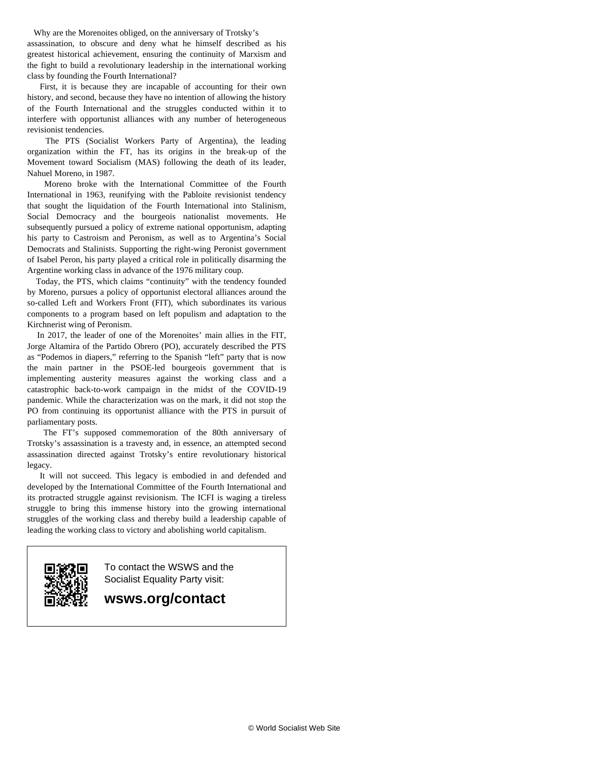Why are the Morenoites obliged, on the anniversary of Trotsky's assassination, to obscure and deny what he himself described as his greatest historical achievement, ensuring the continuity of Marxism and the fight to build a revolutionary leadership in the international working class by founding the Fourth International?

First, it is because they are incapable of accounting for their own history, and second, because they have no intention of allowing the history of the Fourth International and the struggles conducted within it to interfere with opportunist alliances with any number of heterogeneous revisionist tendencies.

The PTS (Socialist Workers Party of Argentina), the leading organization within the FT, has its origins in the break-up of the Movement toward Socialism (MAS) following the death of its leader, Nahuel Moreno, in 1987.

Moreno broke with the International Committee of the Fourth International in 1963, reunifying with the Pabloite revisionist tendency that sought the liquidation of the Fourth International into Stalinism, Social Democracy and the bourgeois nationalist movements. He subsequently pursued a policy of extreme national opportunism, adapting his party to Castroism and Peronism, as well as to Argentina's Social Democrats and Stalinists. Supporting the right-wing Peronist government of Isabel Peron, his party played a critical role in politically disarming the Argentine working class in advance of the 1976 military coup.

Today, the PTS, which claims "continuity" with the tendency founded by Moreno, pursues a policy of opportunist electoral alliances around the so-called Left and Workers Front (FIT), which subordinates its various components to a program based on left populism and adaptation to the Kirchnerist wing of Peronism.

In 2017, the leader of one of the Morenoites' main allies in the FIT, Jorge Altamira of the Partido Obrero (PO), accurately described the PTS as "Podemos in diapers," referring to the Spanish "left" party that is now the main partner in the PSOE-led bourgeois government that is implementing austerity measures against the working class and a catastrophic back-to-work campaign in the midst of the COVID-19 pandemic. While the characterization was on the mark, it did not stop the PO from continuing its opportunist alliance with the PTS in pursuit of parliamentary posts.

The FT's supposed commemoration of the 80th anniversary of Trotsky's assassination is a travesty and, in essence, an attempted second assassination directed against Trotsky's entire revolutionary historical legacy.

It will not succeed. This legacy is embodied in and defended and developed by the International Committee of the Fourth International and its protracted struggle against revisionism. The ICFI is waging a tireless struggle to bring this immense history into the growing international struggles of the working class and thereby build a leadership capable of leading the working class to victory and abolishing world capitalism.

To contact the WSWS and the Socialist Equality Party visit:

**wsws.org/contact**